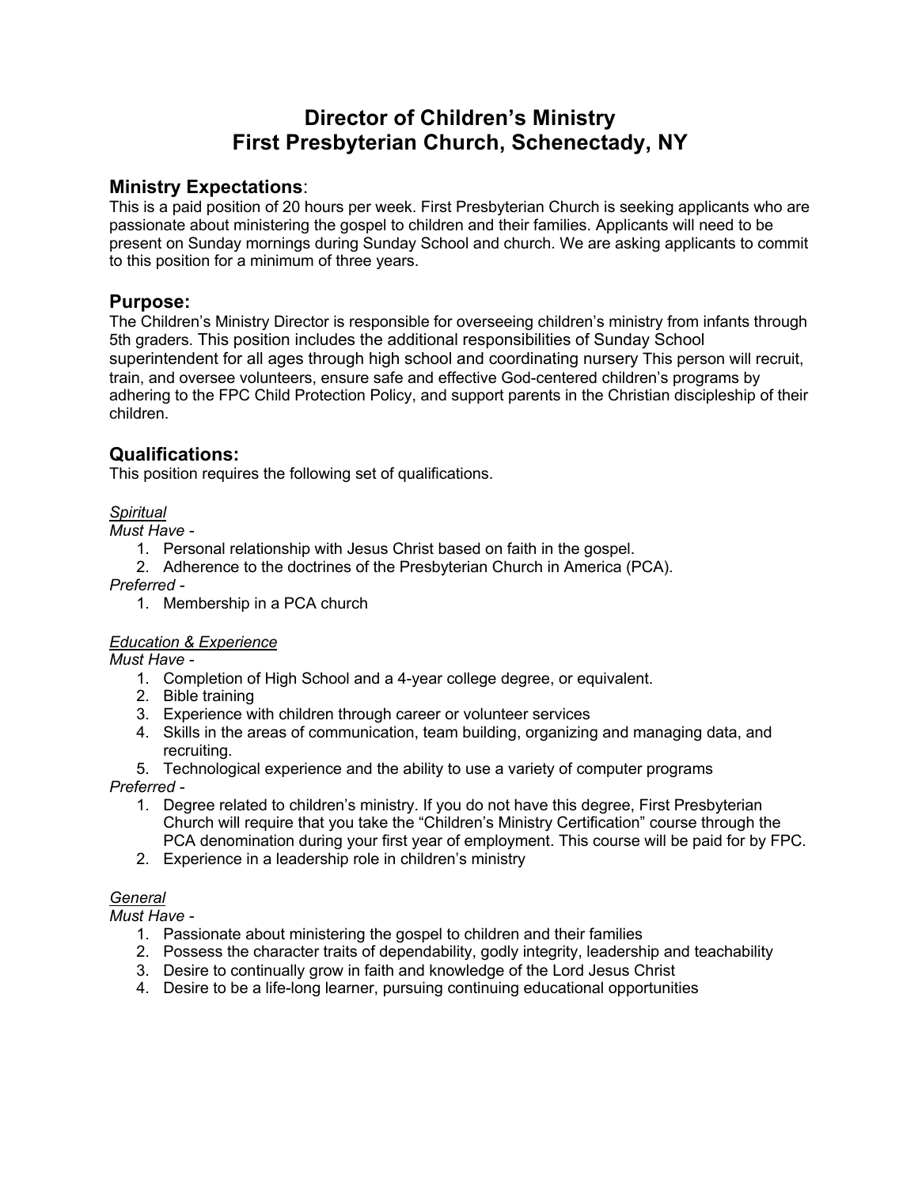# Director of Children's Ministry
# First Presbyterian Church, Schenectady, NY

## Ministry Expectations:

This is a paid position of 20 hours per week. First Presbyterian Church is seeking applicants who are passionate about ministering the gospel to children and their families. Applicants will need to be present on Sunday mornings during Sunday School and church. We are asking applicants to commit to this position for a minimum of three years.

## Purpose:

The Children's Ministry Director is responsible for overseeing children's ministry from infants through 5th graders. This position includes the additional responsibilities of Sunday School superintendent for all ages through high school and coordinating nursery This person will recruit, train, and oversee volunteers, ensure safe and effective God-centered children's programs by adhering to the FPC Child Protection Policy, and support parents in the Christian discipleship of their children.

## Qualifications:

This position requires the following set of qualifications.

*<u>Spiritual</u>*

*Must Have -*

1. Personal relationship with Jesus Christ based on faith in the gospel.
2. Adherence to the doctrines of the Presbyterian Church in America (PCA).

*Preferred -*

1. Membership in a PCA church

*<u>Education & Experience</u>*

*Must Have -*

1. Completion of High School and a 4-year college degree, or equivalent.
2. Bible training
3. Experience with children through career or volunteer services
4. Skills in the areas of communication, team building, organizing and managing data, and recruiting.
5. Technological experience and the ability to use a variety of computer programs

*Preferred -*

1. Degree related to children's ministry. If you do not have this degree, First Presbyterian Church will require that you take the "Children's Ministry Certification" course through the PCA denomination during your first year of employment. This course will be paid for by FPC.
2. Experience in a leadership role in children's ministry

*<u>General</u>*

*Must Have -*

1. Passionate about ministering the gospel to children and their families
2. Possess the character traits of dependability, godly integrity, leadership and teachability
3. Desire to continually grow in faith and knowledge of the Lord Jesus Christ
4. Desire to be a life-long learner, pursuing continuing educational opportunities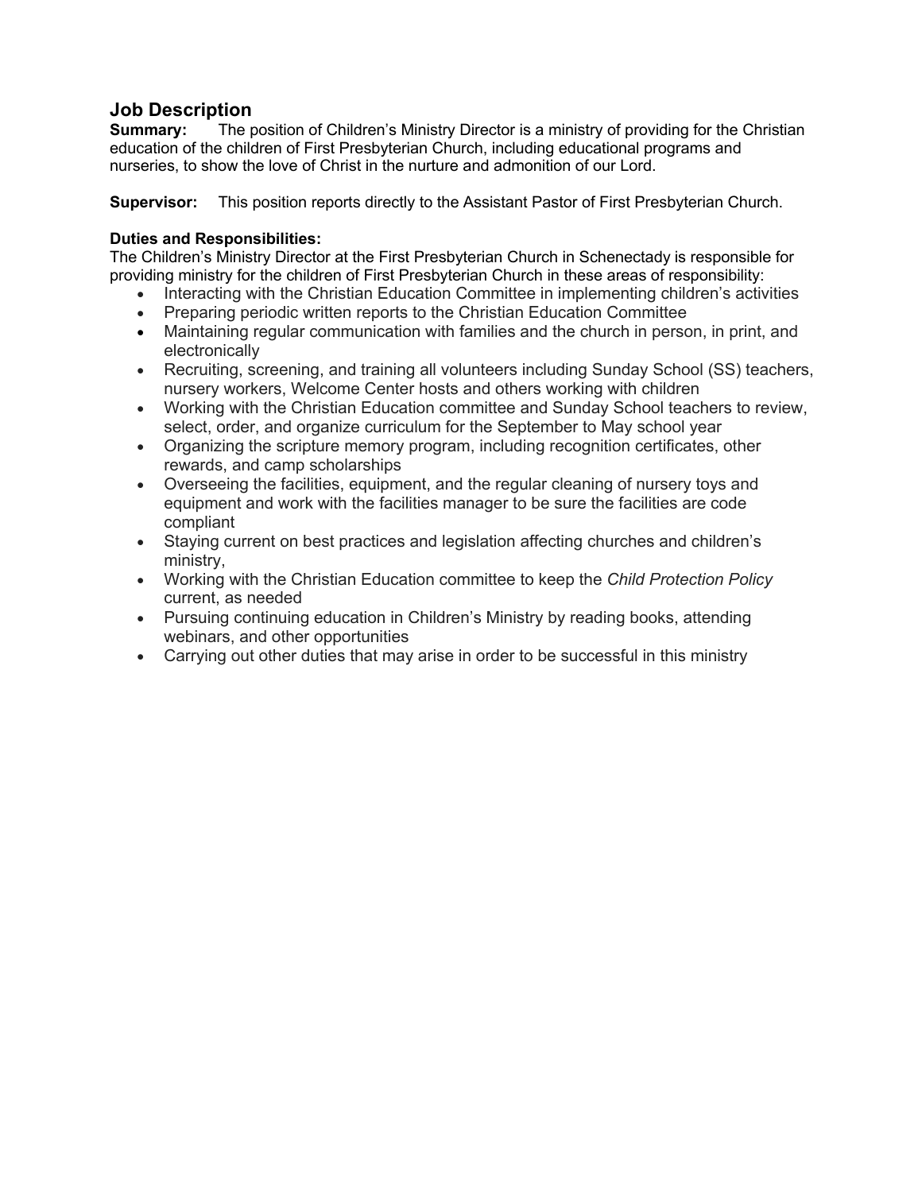## Job Description

**Summary:** The position of Children's Ministry Director is a ministry of providing for the Christian education of the children of First Presbyterian Church, including educational programs and nurseries, to show the love of Christ in the nurture and admonition of our Lord.

**Supervisor:** This position reports directly to the Assistant Pastor of First Presbyterian Church.

**Duties and Responsibilities:**

The Children's Ministry Director at the First Presbyterian Church in Schenectady is responsible for providing ministry for the children of First Presbyterian Church in these areas of responsibility:

- Interacting with the Christian Education Committee in implementing children's activities
- Preparing periodic written reports to the Christian Education Committee
- Maintaining regular communication with families and the church in person, in print, and electronically
- Recruiting, screening, and training all volunteers including Sunday School (SS) teachers, nursery workers, Welcome Center hosts and others working with children
- Working with the Christian Education committee and Sunday School teachers to review, select, order, and organize curriculum for the September to May school year
- Organizing the scripture memory program, including recognition certificates, other rewards, and camp scholarships
- Overseeing the facilities, equipment, and the regular cleaning of nursery toys and equipment and work with the facilities manager to be sure the facilities are code compliant
- Staying current on best practices and legislation affecting churches and children's ministry,
- Working with the Christian Education committee to keep the *Child Protection Policy* current, as needed
- Pursuing continuing education in Children's Ministry by reading books, attending webinars, and other opportunities
- Carrying out other duties that may arise in order to be successful in this ministry